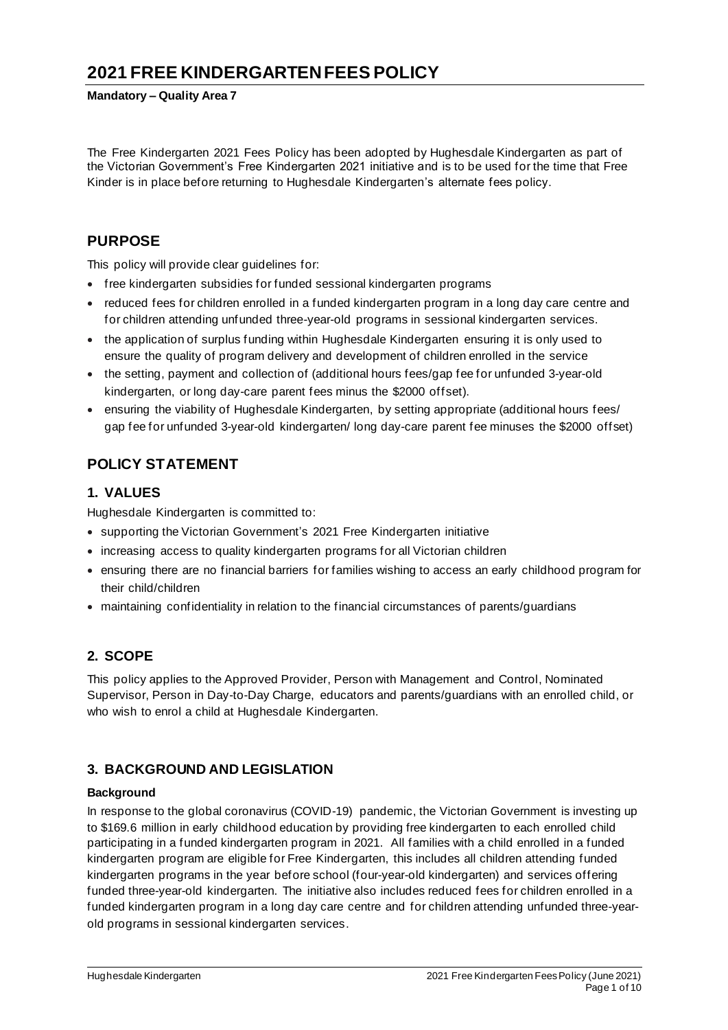# 2021 FREE KINDERGARTEN FEES POLICY

**Mandatory – Quality Area 7**

The Free Kindergarten 2021 Fees Policy has been adopted by Hughesdale Kindergarten as part of the Victorian Government's Free Kindergarten 2021 initiative and is to be used for the time that Free Kinder is in place before returning to Hughesdale Kindergarten's alternate fees policy.

## PURPOSE

This policy will provide clear guidelines for:

- free kindergarten subsidies for funded sessional kindergarten programs
- reduced fees for children enrolled in a funded kindergarten program in a long day care centre and for children attending unfunded three-year-old programs in sessional kindergarten services.
- the application of surplus funding within Hughesdale Kindergarten ensuring it is only used to ensure the quality of program delivery and development of children enrolled in the service
- the setting, payment and collection of (additional hours fees/gap fee for unfunded 3-year-old kindergarten, or long day-care parent fees minus the $2000 offset).
- ensuring the viability of Hughesdale Kindergarten, by setting appropriate (additional hours fees/ gap fee for unfunded 3-year-old kindergarten/ long day-care parent fee minuses the $2000 offset)

## POLICY STATEMENT

### 1. VALUES

Hughesdale Kindergarten is committed to:

- supporting the Victorian Government's 2021 Free Kindergarten initiative
- increasing access to quality kindergarten programs for all Victorian children
- ensuring there are no financial barriers for families wishing to access an early childhood program for their child/children
- maintaining confidentiality in relation to the financial circumstances of parents/guardians

### 2. SCOPE

This policy applies to the Approved Provider, Person with Management and Control, Nominated Supervisor, Person in Day-to-Day Charge, educators and parents/guardians with an enrolled child, or who wish to enrol a child at Hughesdale Kindergarten.

### 3. BACKGROUND AND LEGISLATION

**Background**

In response to the global coronavirus (COVID-19) pandemic, the Victorian Government is investing up to $169.6 million in early childhood education by providing free kindergarten to each enrolled child participating in a funded kindergarten program in 2021. All families with a child enrolled in a funded kindergarten program are eligible for Free Kindergarten, this includes all children attending funded kindergarten programs in the year before school (four-year-old kindergarten) and services offering funded three-year-old kindergarten. The initiative also includes reduced fees for children enrolled in a funded kindergarten program in a long day care centre and for children attending unfunded three-year-old programs in sessional kindergarten services.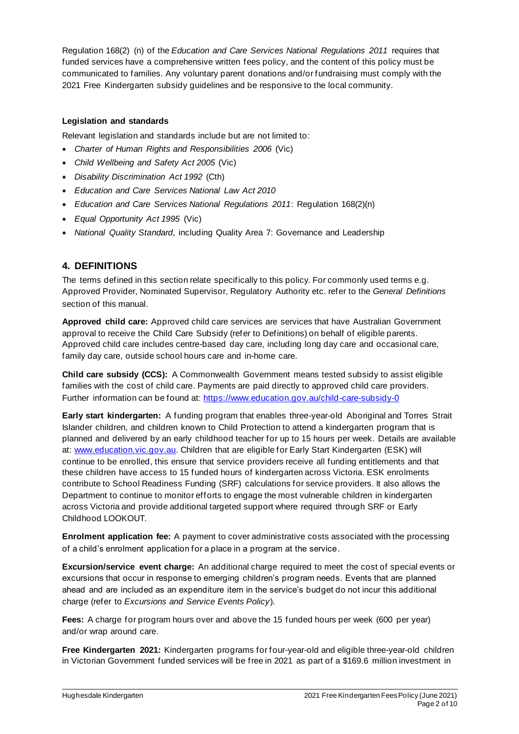Regulation 168(2) (n) of the *Education and Care Services National Regulations 2011* requires that funded services have a comprehensive written fees policy, and the content of this policy must be communicated to families. Any voluntary parent donations and/or fundraising must comply with the 2021 Free Kindergarten subsidy guidelines and be responsive to the local community.

**Legislation and standards**

Relevant legislation and standards include but are not limited to:

- *Charter of Human Rights and Responsibilities 2006* (Vic)
- *Child Wellbeing and Safety Act 2005* (Vic)
- *Disability Discrimination Act 1992* (Cth)
- *Education and Care Services National Law Act 2010*
- *Education and Care Services National Regulations 2011*: Regulation 168(2)(n)
- *Equal Opportunity Act 1995* (Vic)
- *National Quality Standard*, including Quality Area 7: Governance and Leadership

## 4. DEFINITIONS

The terms defined in this section relate specifically to this policy. For commonly used terms e.g. Approved Provider, Nominated Supervisor, Regulatory Authority etc. refer to the *General Definitions* section of this manual.

**Approved child care:** Approved child care services are services that have Australian Government approval to receive the Child Care Subsidy (refer to Definitions) on behalf of eligible parents. Approved child care includes centre-based day care, including long day care and occasional care, family day care, outside school hours care and in-home care.

**Child care subsidy (CCS):** A Commonwealth Government means tested subsidy to assist eligible families with the cost of child care. Payments are paid directly to approved child care providers. Further information can be found at: https://www.education.gov.au/child-care-subsidy-0

**Early start kindergarten:** A funding program that enables three-year-old Aboriginal and Torres Strait Islander children, and children known to Child Protection to attend a kindergarten program that is planned and delivered by an early childhood teacher for up to 15 hours per week. Details are available at: www.education.vic.gov.au. Children that are eligible for Early Start Kindergarten (ESK) will continue to be enrolled, this ensure that service providers receive all funding entitlements and that these children have access to 15 funded hours of kindergarten across Victoria. ESK enrolments contribute to School Readiness Funding (SRF) calculations for service providers. It also allows the Department to continue to monitor efforts to engage the most vulnerable children in kindergarten across Victoria and provide additional targeted support where required through SRF or Early Childhood LOOKOUT.

**Enrolment application fee:** A payment to cover administrative costs associated with the processing of a child's enrolment application for a place in a program at the service.

**Excursion/service event charge:** An additional charge required to meet the cost of special events or excursions that occur in response to emerging children's program needs. Events that are planned ahead and are included as an expenditure item in the service's budget do not incur this additional charge (refer to *Excursions and Service Events Policy*).

**Fees:** A charge for program hours over and above the 15 funded hours per week (600 per year) and/or wrap around care.

**Free Kindergarten 2021:** Kindergarten programs for four-year-old and eligible three-year-old children in Victorian Government funded services will be free in 2021 as part of a $169.6 million investment in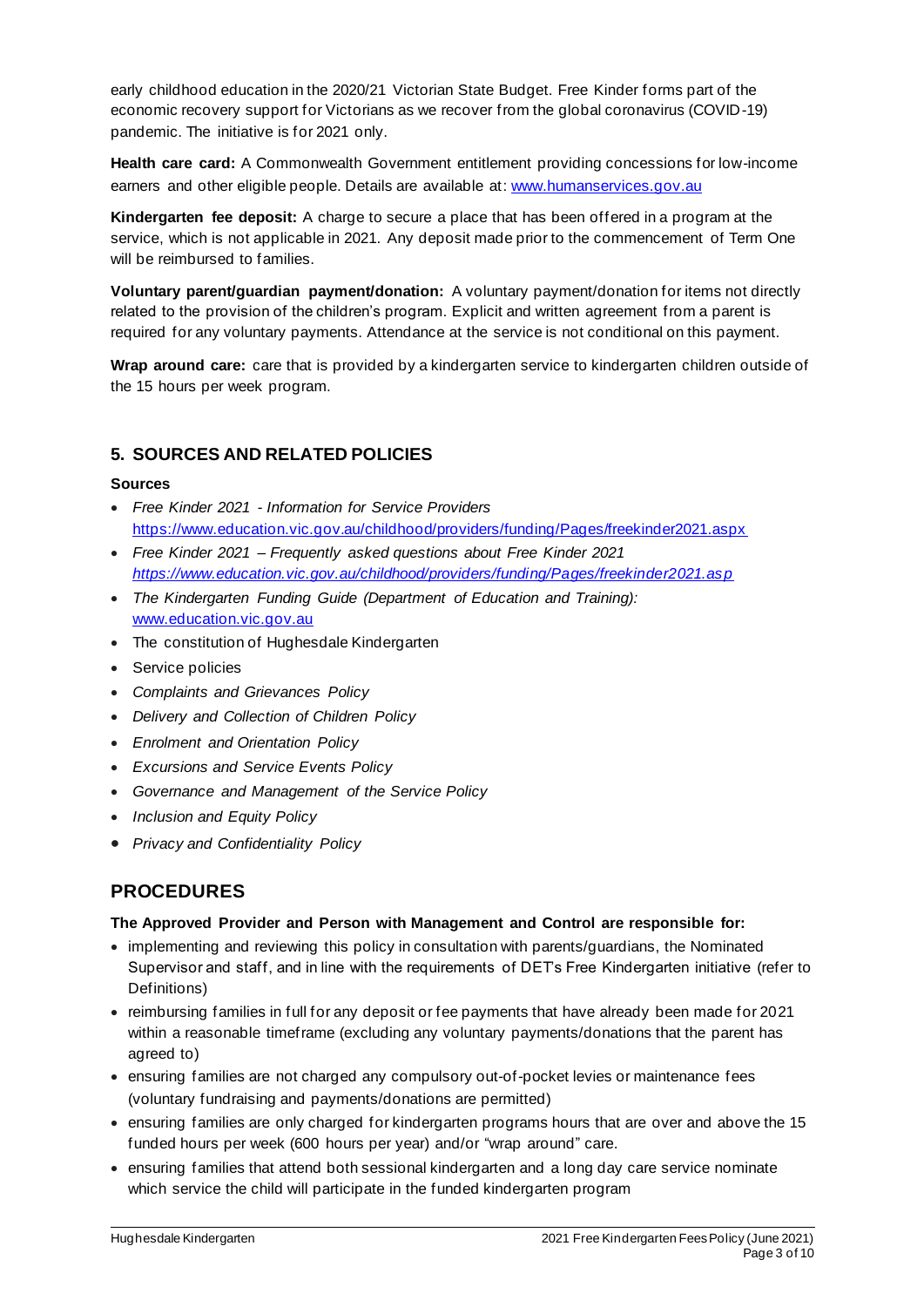early childhood education in the 2020/21 Victorian State Budget. Free Kinder forms part of the economic recovery support for Victorians as we recover from the global coronavirus (COVID-19) pandemic. The initiative is for 2021 only.

**Health care card:** A Commonwealth Government entitlement providing concessions for low-income earners and other eligible people. Details are available at: www.humanservices.gov.au

**Kindergarten fee deposit:** A charge to secure a place that has been offered in a program at the service, which is not applicable in 2021. Any deposit made prior to the commencement of Term One will be reimbursed to families.

**Voluntary parent/guardian payment/donation:** A voluntary payment/donation for items not directly related to the provision of the children's program. Explicit and written agreement from a parent is required for any voluntary payments. Attendance at the service is not conditional on this payment.

**Wrap around care:** care that is provided by a kindergarten service to kindergarten children outside of the 15 hours per week program.

## 5. SOURCES AND RELATED POLICIES

**Sources**

- *Free Kinder 2021 - Information for Service Providers* https://www.education.vic.gov.au/childhood/providers/funding/Pages/freekinder2021.aspx
- *Free Kinder 2021 – Frequently asked questions about Free Kinder 2021* *https://www.education.vic.gov.au/childhood/providers/funding/Pages/freekinder2021.asp*
- *The Kindergarten Funding Guide (Department of Education and Training):* www.education.vic.gov.au
- The constitution of Hughesdale Kindergarten
- Service policies
- *Complaints and Grievances Policy*
- *Delivery and Collection of Children Policy*
- *Enrolment and Orientation Policy*
- *Excursions and Service Events Policy*
- *Governance and Management of the Service Policy*
- *Inclusion and Equity Policy*
- *Privacy and Confidentiality Policy*

# PROCEDURES

**The Approved Provider and Person with Management and Control are responsible for:**

- implementing and reviewing this policy in consultation with parents/guardians, the Nominated Supervisor and staff, and in line with the requirements of DET's Free Kindergarten initiative (refer to Definitions)
- reimbursing families in full for any deposit or fee payments that have already been made for 2021 within a reasonable timeframe (excluding any voluntary payments/donations that the parent has agreed to)
- ensuring families are not charged any compulsory out-of-pocket levies or maintenance fees (voluntary fundraising and payments/donations are permitted)
- ensuring families are only charged for kindergarten programs hours that are over and above the 15 funded hours per week (600 hours per year) and/or "wrap around" care.
- ensuring families that attend both sessional kindergarten and a long day care service nominate which service the child will participate in the funded kindergarten program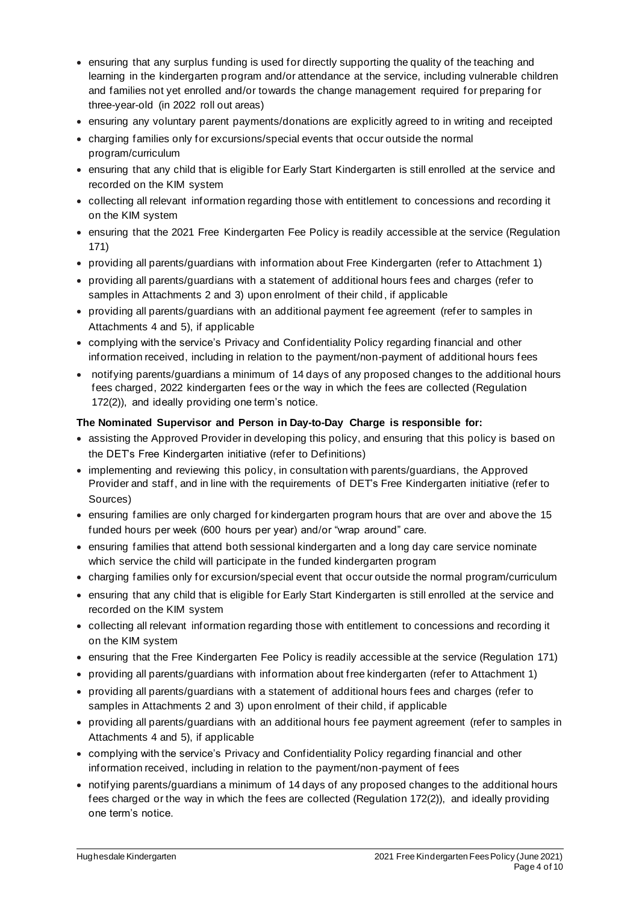- ensuring that any surplus funding is used for directly supporting the quality of the teaching and learning in the kindergarten program and/or attendance at the service, including vulnerable children and families not yet enrolled and/or towards the change management required for preparing for three-year-old (in 2022 roll out areas)
- ensuring any voluntary parent payments/donations are explicitly agreed to in writing and receipted
- charging families only for excursions/special events that occur outside the normal program/curriculum
- ensuring that any child that is eligible for Early Start Kindergarten is still enrolled at the service and recorded on the KIM system
- collecting all relevant information regarding those with entitlement to concessions and recording it on the KIM system
- ensuring that the 2021 Free Kindergarten Fee Policy is readily accessible at the service (Regulation 171)
- providing all parents/guardians with information about Free Kindergarten (refer to Attachment 1)
- providing all parents/guardians with a statement of additional hours fees and charges (refer to samples in Attachments 2 and 3) upon enrolment of their child, if applicable
- providing all parents/guardians with an additional payment fee agreement (refer to samples in Attachments 4 and 5), if applicable
- complying with the service's Privacy and Confidentiality Policy regarding financial and other information received, including in relation to the payment/non-payment of additional hours fees
- notifying parents/guardians a minimum of 14 days of any proposed changes to the additional hours fees charged, 2022 kindergarten fees or the way in which the fees are collected (Regulation 172(2)), and ideally providing one term's notice.

**The Nominated Supervisor and Person in Day-to-Day Charge is responsible for:**

- assisting the Approved Provider in developing this policy, and ensuring that this policy is based on the DET's Free Kindergarten initiative (refer to Definitions)
- implementing and reviewing this policy, in consultation with parents/guardians, the Approved Provider and staff, and in line with the requirements of DET's Free Kindergarten initiative (refer to Sources)
- ensuring families are only charged for kindergarten program hours that are over and above the 15 funded hours per week (600 hours per year) and/or "wrap around" care.
- ensuring families that attend both sessional kindergarten and a long day care service nominate which service the child will participate in the funded kindergarten program
- charging families only for excursion/special event that occur outside the normal program/curriculum
- ensuring that any child that is eligible for Early Start Kindergarten is still enrolled at the service and recorded on the KIM system
- collecting all relevant information regarding those with entitlement to concessions and recording it on the KIM system
- ensuring that the Free Kindergarten Fee Policy is readily accessible at the service (Regulation 171)
- providing all parents/guardians with information about free kindergarten (refer to Attachment 1)
- providing all parents/guardians with a statement of additional hours fees and charges (refer to samples in Attachments 2 and 3) upon enrolment of their child, if applicable
- providing all parents/guardians with an additional hours fee payment agreement (refer to samples in Attachments 4 and 5), if applicable
- complying with the service's Privacy and Confidentiality Policy regarding financial and other information received, including in relation to the payment/non-payment of fees
- notifying parents/guardians a minimum of 14 days of any proposed changes to the additional hours fees charged or the way in which the fees are collected (Regulation 172(2)), and ideally providing one term's notice.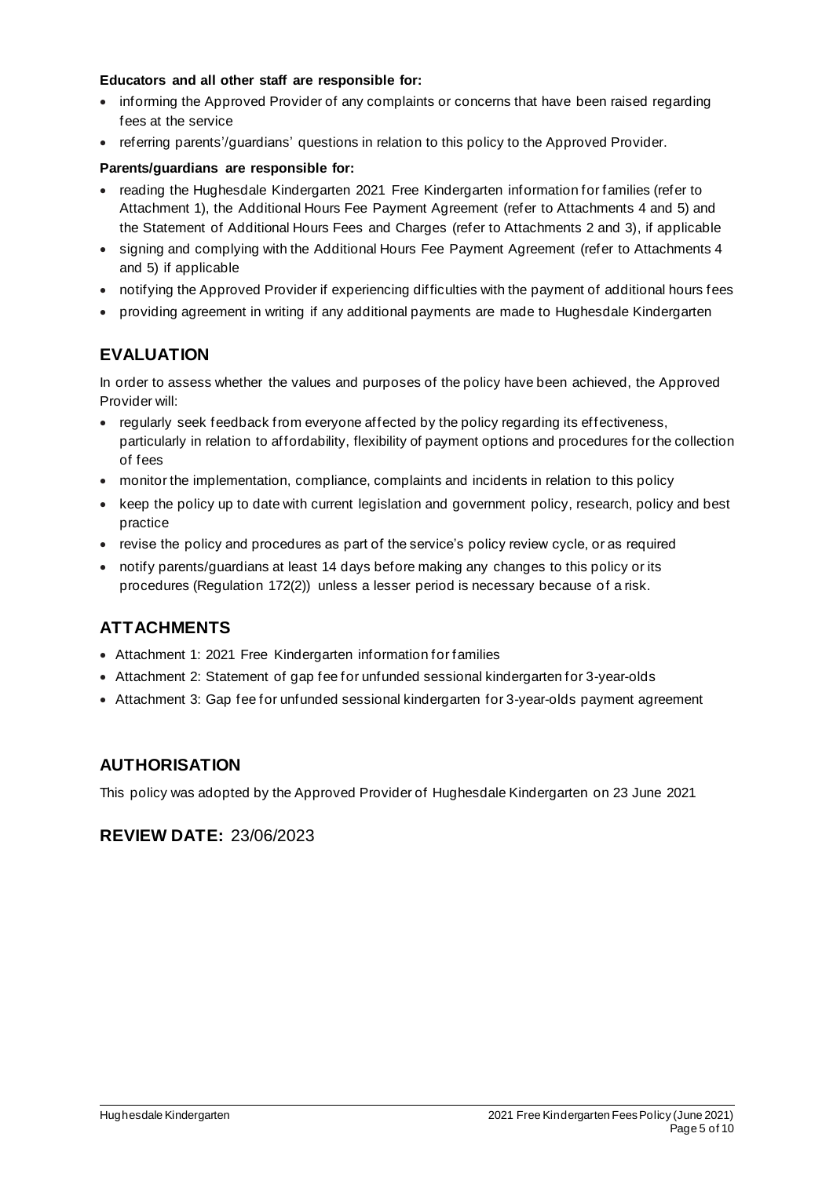**Educators and all other staff are responsible for:**

- informing the Approved Provider of any complaints or concerns that have been raised regarding fees at the service
- referring parents'/guardians' questions in relation to this policy to the Approved Provider.

**Parents/guardians are responsible for:**

- reading the Hughesdale Kindergarten 2021 Free Kindergarten information for families (refer to Attachment 1), the Additional Hours Fee Payment Agreement (refer to Attachments 4 and 5) and the Statement of Additional Hours Fees and Charges (refer to Attachments 2 and 3), if applicable
- signing and complying with the Additional Hours Fee Payment Agreement (refer to Attachments 4 and 5) if applicable
- notifying the Approved Provider if experiencing difficulties with the payment of additional hours fees
- providing agreement in writing if any additional payments are made to Hughesdale Kindergarten

## EVALUATION

In order to assess whether the values and purposes of the policy have been achieved, the Approved Provider will:

- regularly seek feedback from everyone affected by the policy regarding its effectiveness, particularly in relation to affordability, flexibility of payment options and procedures for the collection of fees
- monitor the implementation, compliance, complaints and incidents in relation to this policy
- keep the policy up to date with current legislation and government policy, research, policy and best practice
- revise the policy and procedures as part of the service's policy review cycle, or as required
- notify parents/guardians at least 14 days before making any changes to this policy or its procedures (Regulation 172(2)) unless a lesser period is necessary because of a risk.

## ATTACHMENTS

- Attachment 1: 2021 Free Kindergarten information for families
- Attachment 2: Statement of gap fee for unfunded sessional kindergarten for 3-year-olds
- Attachment 3: Gap fee for unfunded sessional kindergarten for 3-year-olds payment agreement

## AUTHORISATION

This policy was adopted by the Approved Provider of Hughesdale Kindergarten on 23 June 2021

## REVIEW DATE: 23/06/2023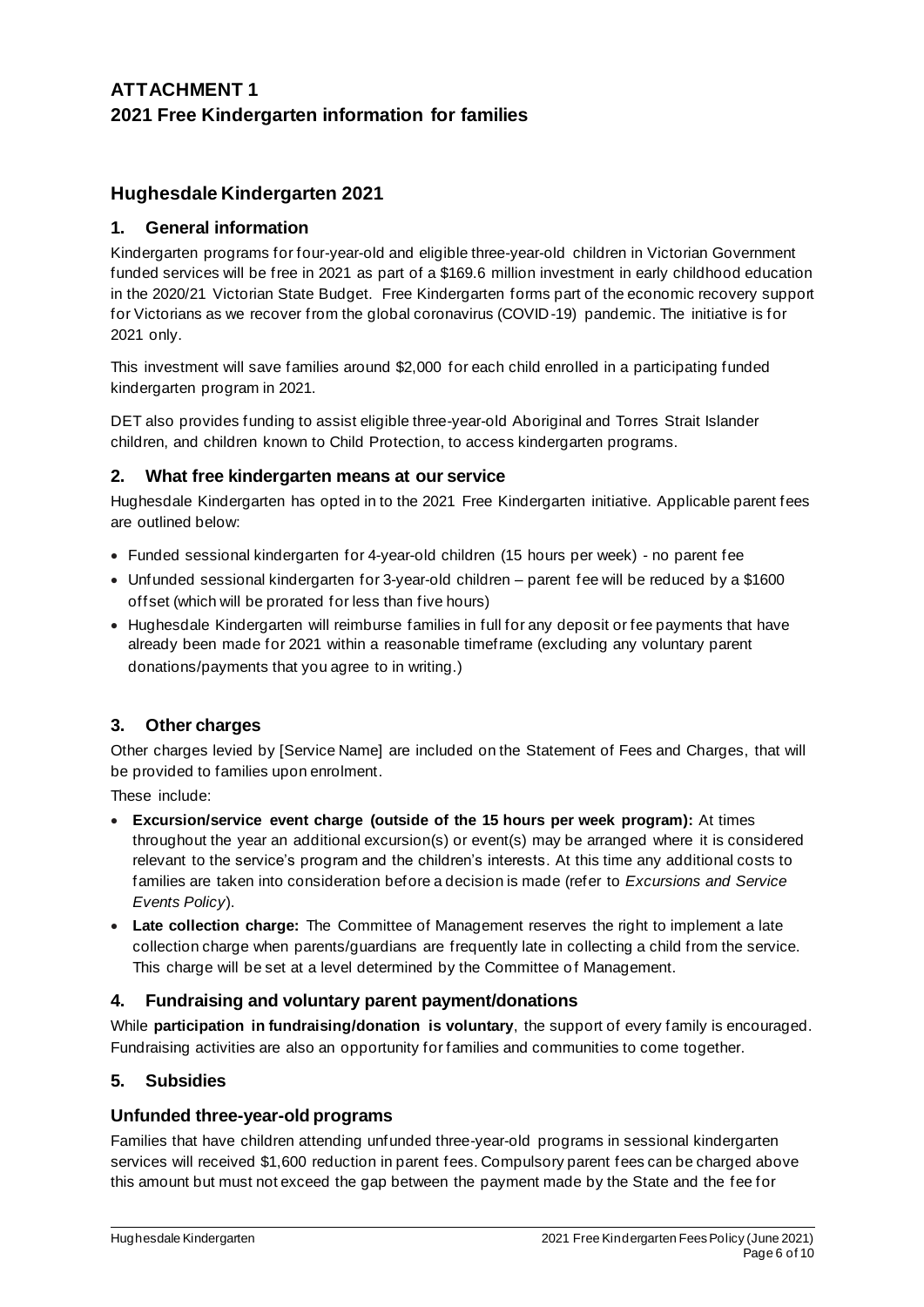# ATTACHMENT 1
# 2021 Free Kindergarten information for families

## Hughesdale Kindergarten 2021

### 1. General information

Kindergarten programs for four-year-old and eligible three-year-old children in Victorian Government funded services will be free in 2021 as part of a $169.6 million investment in early childhood education in the 2020/21 Victorian State Budget. Free Kindergarten forms part of the economic recovery support for Victorians as we recover from the global coronavirus (COVID-19) pandemic. The initiative is for 2021 only.

This investment will save families around $2,000 for each child enrolled in a participating funded kindergarten program in 2021.

DET also provides funding to assist eligible three-year-old Aboriginal and Torres Strait Islander children, and children known to Child Protection, to access kindergarten programs.

### 2. What free kindergarten means at our service

Hughesdale Kindergarten has opted in to the 2021 Free Kindergarten initiative. Applicable parent fees are outlined below:

- Funded sessional kindergarten for 4-year-old children (15 hours per week) - no parent fee
- Unfunded sessional kindergarten for 3-year-old children – parent fee will be reduced by a $1600 offset (which will be prorated for less than five hours)
- Hughesdale Kindergarten will reimburse families in full for any deposit or fee payments that have already been made for 2021 within a reasonable timeframe (excluding any voluntary parent donations/payments that you agree to in writing.)

### 3. Other charges

Other charges levied by [Service Name] are included on the Statement of Fees and Charges, that will be provided to families upon enrolment.

These include:

- **Excursion/service event charge (outside of the 15 hours per week program):** At times throughout the year an additional excursion(s) or event(s) may be arranged where it is considered relevant to the service's program and the children's interests. At this time any additional costs to families are taken into consideration before a decision is made (refer to *Excursions and Service Events Policy*).
- **Late collection charge:** The Committee of Management reserves the right to implement a late collection charge when parents/guardians are frequently late in collecting a child from the service. This charge will be set at a level determined by the Committee of Management.

### 4. Fundraising and voluntary parent payment/donations

While **participation in fundraising/donation is voluntary**, the support of every family is encouraged. Fundraising activities are also an opportunity for families and communities to come together.

### 5. Subsidies

### Unfunded three-year-old programs

Families that have children attending unfunded three-year-old programs in sessional kindergarten services will received $1,600 reduction in parent fees. Compulsory parent fees can be charged above this amount but must not exceed the gap between the payment made by the State and the fee for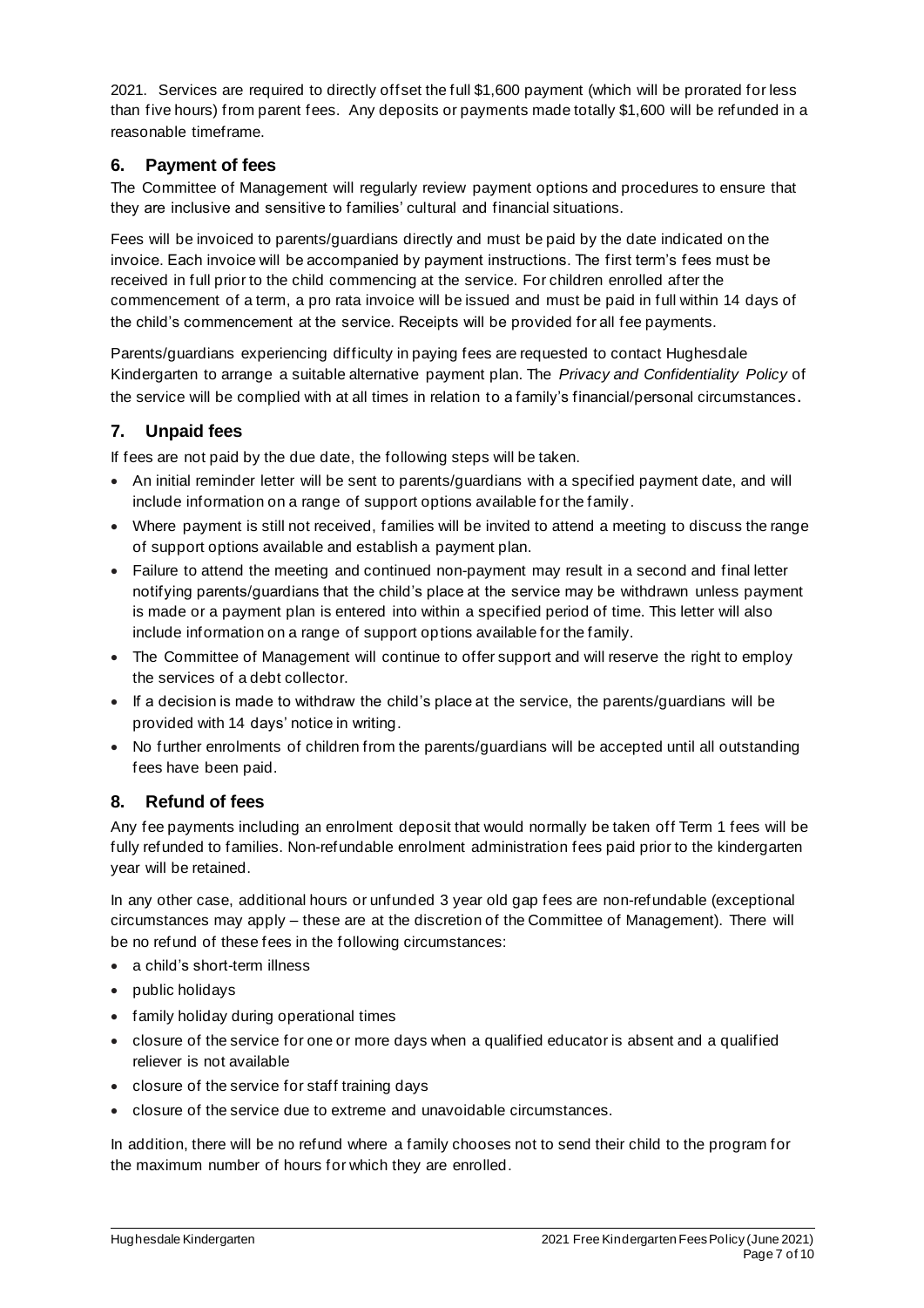2021. Services are required to directly offset the full $1,600 payment (which will be prorated for less than five hours) from parent fees. Any deposits or payments made totally $1,600 will be refunded in a reasonable timeframe.

## 6. Payment of fees

The Committee of Management will regularly review payment options and procedures to ensure that they are inclusive and sensitive to families' cultural and financial situations.

Fees will be invoiced to parents/guardians directly and must be paid by the date indicated on the invoice. Each invoice will be accompanied by payment instructions. The first term's fees must be received in full prior to the child commencing at the service. For children enrolled after the commencement of a term, a pro rata invoice will be issued and must be paid in full within 14 days of the child's commencement at the service. Receipts will be provided for all fee payments.

Parents/guardians experiencing difficulty in paying fees are requested to contact Hughesdale Kindergarten to arrange a suitable alternative payment plan. The *Privacy and Confidentiality Policy* of the service will be complied with at all times in relation to a family's financial/personal circumstances.

## 7. Unpaid fees

If fees are not paid by the due date, the following steps will be taken.

- An initial reminder letter will be sent to parents/guardians with a specified payment date, and will include information on a range of support options available for the family.
- Where payment is still not received, families will be invited to attend a meeting to discuss the range of support options available and establish a payment plan.
- Failure to attend the meeting and continued non-payment may result in a second and final letter notifying parents/guardians that the child's place at the service may be withdrawn unless payment is made or a payment plan is entered into within a specified period of time. This letter will also include information on a range of support options available for the family.
- The Committee of Management will continue to offer support and will reserve the right to employ the services of a debt collector.
- If a decision is made to withdraw the child's place at the service, the parents/guardians will be provided with 14 days' notice in writing.
- No further enrolments of children from the parents/guardians will be accepted until all outstanding fees have been paid.

## 8. Refund of fees

Any fee payments including an enrolment deposit that would normally be taken off Term 1 fees will be fully refunded to families. Non-refundable enrolment administration fees paid prior to the kindergarten year will be retained.

In any other case, additional hours or unfunded 3 year old gap fees are non-refundable (exceptional circumstances may apply – these are at the discretion of the Committee of Management). There will be no refund of these fees in the following circumstances:

- a child's short-term illness
- public holidays
- family holiday during operational times
- closure of the service for one or more days when a qualified educator is absent and a qualified reliever is not available
- closure of the service for staff training days
- closure of the service due to extreme and unavoidable circumstances.

In addition, there will be no refund where a family chooses not to send their child to the program for the maximum number of hours for which they are enrolled.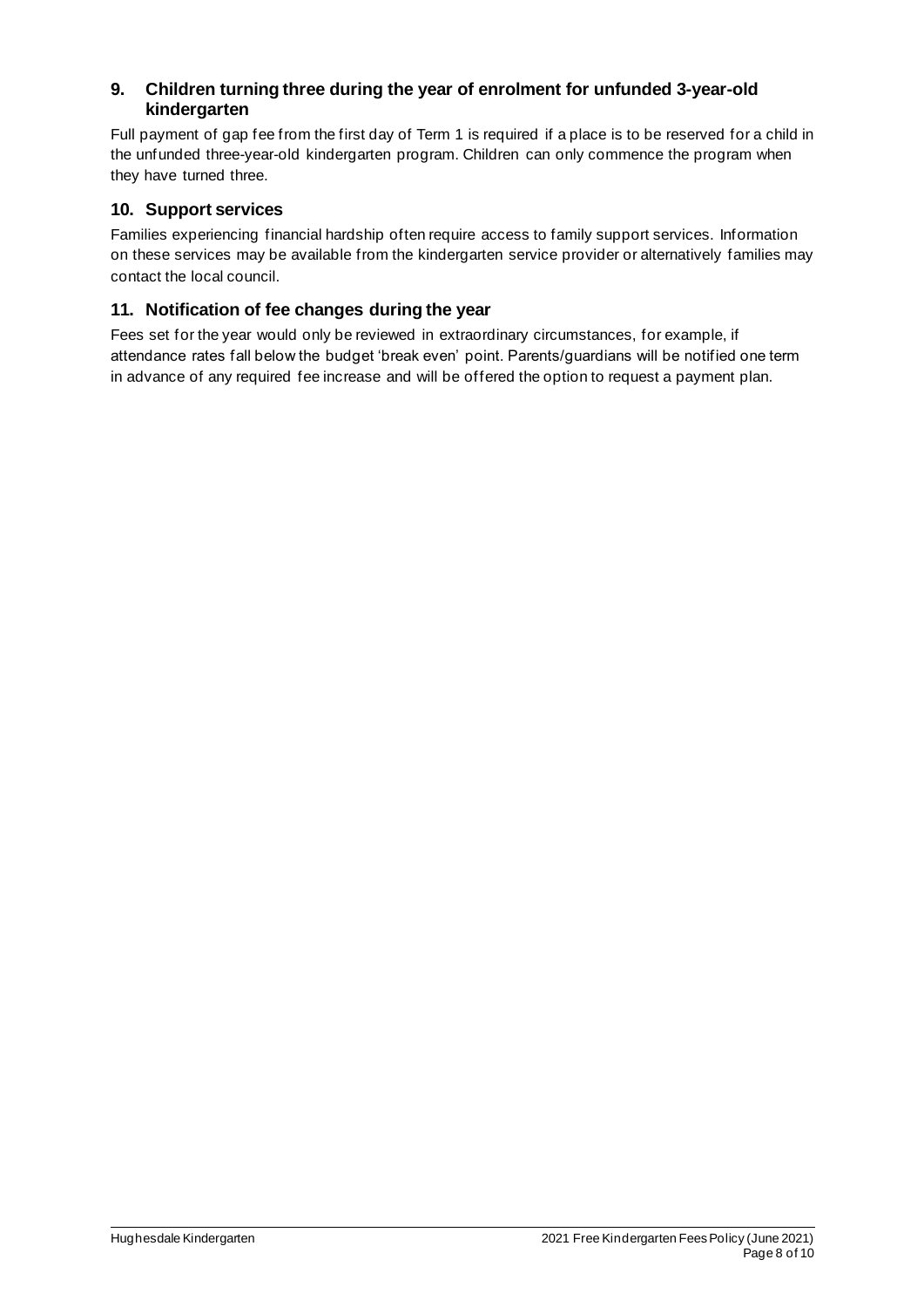## 9. Children turning three during the year of enrolment for unfunded 3-year-old kindergarten

Full payment of gap fee from the first day of Term 1 is required if a place is to be reserved for a child in the unfunded three-year-old kindergarten program. Children can only commence the program when they have turned three.

## 10. Support services

Families experiencing financial hardship often require access to family support services. Information on these services may be available from the kindergarten service provider or alternatively families may contact the local council.

## 11. Notification of fee changes during the year

Fees set for the year would only be reviewed in extraordinary circumstances, for example, if attendance rates fall below the budget 'break even' point. Parents/guardians will be notified one term in advance of any required fee increase and will be offered the option to request a payment plan.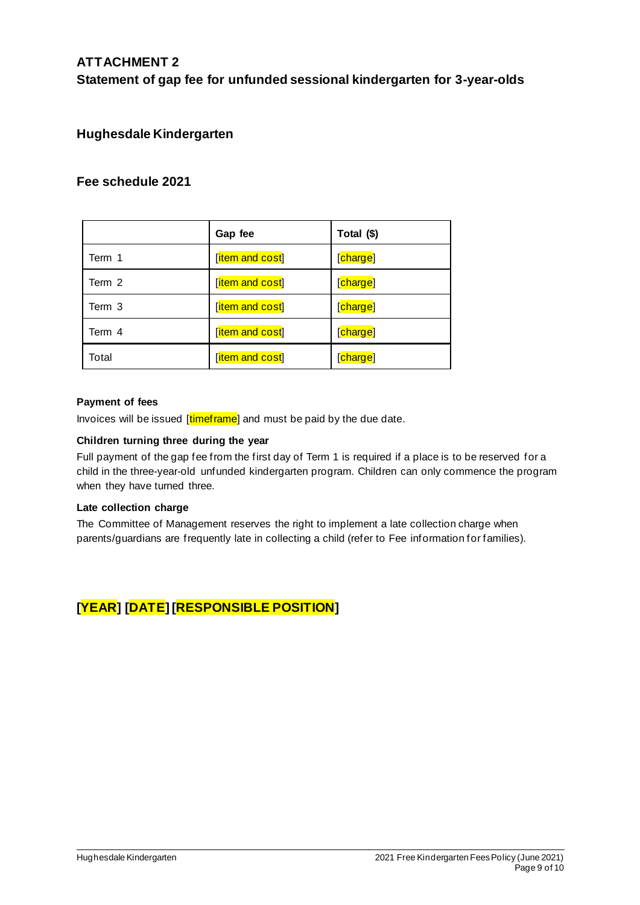## ATTACHMENT 2

## Statement of gap fee for unfunded sessional kindergarten for 3-year-olds

### Hughesdale Kindergarten

### Fee schedule 2021

| | Gap fee | Total ($) |
|---|---|---|
| Term 1 | [item and cost] | [charge] |
| Term 2 | [item and cost] | [charge] |
| Term 3 | [item and cost] | [charge] |
| Term 4 | [item and cost] | [charge] |
| Total | [item and cost] | [charge] |

**Payment of fees**

Invoices will be issued [timeframe] and must be paid by the due date.

**Children turning three during the year**

Full payment of the gap fee from the first day of Term 1 is required if a place is to be reserved for a child in the three-year-old unfunded kindergarten program. Children can only commence the program when they have turned three.

**Late collection charge**

The Committee of Management reserves the right to implement a late collection charge when parents/guardians are frequently late in collecting a child (refer to Fee information for families).

## [YEAR] [DATE] [RESPONSIBLE POSITION]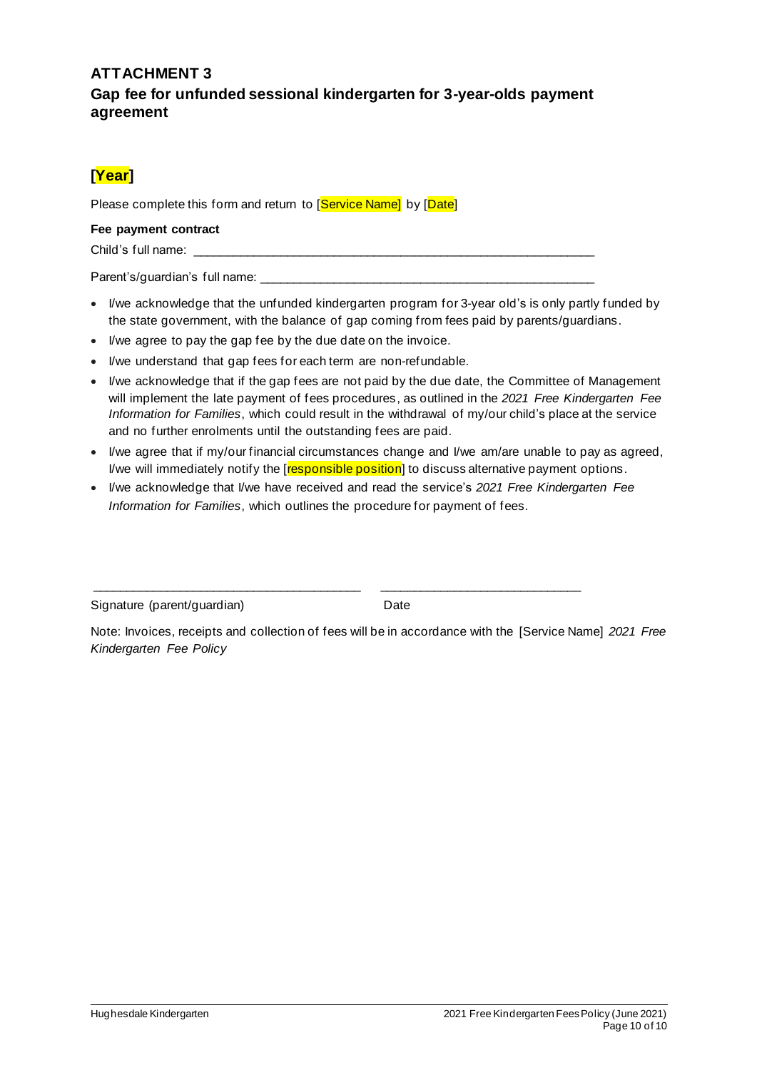# ATTACHMENT 3

## Gap fee for unfunded sessional kindergarten for 3-year-olds payment agreement

### [Year]

Please complete this form and return to [Service Name] by [Date]

**Fee payment contract**

Child's full name: \_\_\_\_\_\_\_\_\_\_\_\_\_\_\_\_\_\_\_\_\_\_\_\_\_\_\_\_\_\_\_\_\_\_\_\_\_\_\_\_\_\_\_\_\_\_\_\_\_\_\_\_\_\_\_\_\_\_

Parent's/guardian's full name: \_\_\_\_\_\_\_\_\_\_\_\_\_\_\_\_\_\_\_\_\_\_\_\_\_\_\_\_\_\_\_\_\_\_\_\_\_\_\_\_\_\_\_\_\_\_\_\_\_\_

- I/we acknowledge that the unfunded kindergarten program for 3-year old's is only partly funded by the state government, with the balance of gap coming from fees paid by parents/guardians.
- I/we agree to pay the gap fee by the due date on the invoice.
- I/we understand that gap fees for each term are non-refundable.
- I/we acknowledge that if the gap fees are not paid by the due date, the Committee of Management will implement the late payment of fees procedures, as outlined in the *2021 Free Kindergarten Fee Information for Families*, which could result in the withdrawal of my/our child's place at the service and no further enrolments until the outstanding fees are paid.
- I/we agree that if my/our financial circumstances change and I/we am/are unable to pay as agreed, I/we will immediately notify the [responsible position] to discuss alternative payment options.
- I/we acknowledge that I/we have received and read the service's *2021 Free Kindergarten Fee Information for Families*, which outlines the procedure for payment of fees.

\_\_\_\_\_\_\_\_\_\_\_\_\_\_\_\_\_\_\_\_\_\_\_\_\_\_\_\_\_\_\_\_\_\_\_\_\_\_\_ \_\_\_\_\_\_\_\_\_\_\_\_\_\_\_\_\_\_\_\_\_\_\_\_\_\_\_\_\_\_

Signature (parent/guardian) Date

Note: Invoices, receipts and collection of fees will be in accordance with the [Service Name] *2021 Free Kindergarten Fee Policy*